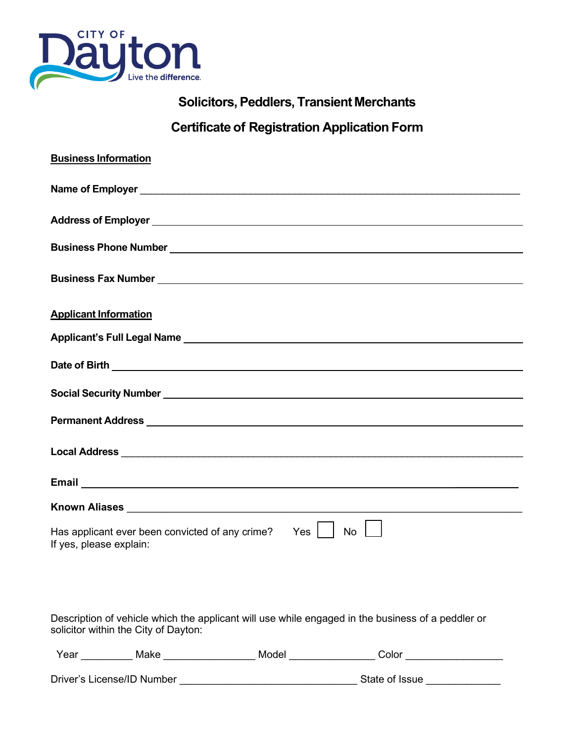CITY OF Dayton

Live the difference.

# Solicitors, Peddlers, Transient Merchants

# Certificate of Registration Application Form

**Business Information**

**Name of Employer** ____________________________________________

**Address of Employer** ____________________________________________

**Business Phone Number** ____________________________________________

**Business Fax Number** ____________________________________________

**Applicant Information**

**Applicant's Full Legal Name** ____________________________________________

**Date of Birth** ____________________________________________

**Social Security Number** ____________________________________________

**Permanent Address** ____________________________________________

**Local Address** ____________________________________________

**Email** ____________________________________________

**Known Aliases** ____________________________________________

Has applicant ever been convicted of any crime? Yes ☐ No ☐

If yes, please explain:

Description of vehicle which the applicant will use while engaged in the business of a peddler or solicitor within the City of Dayton:

Year _________ Make ________________ Model _______________ Color _________________

Driver's License/ID Number ______________________________ State of Issue _____________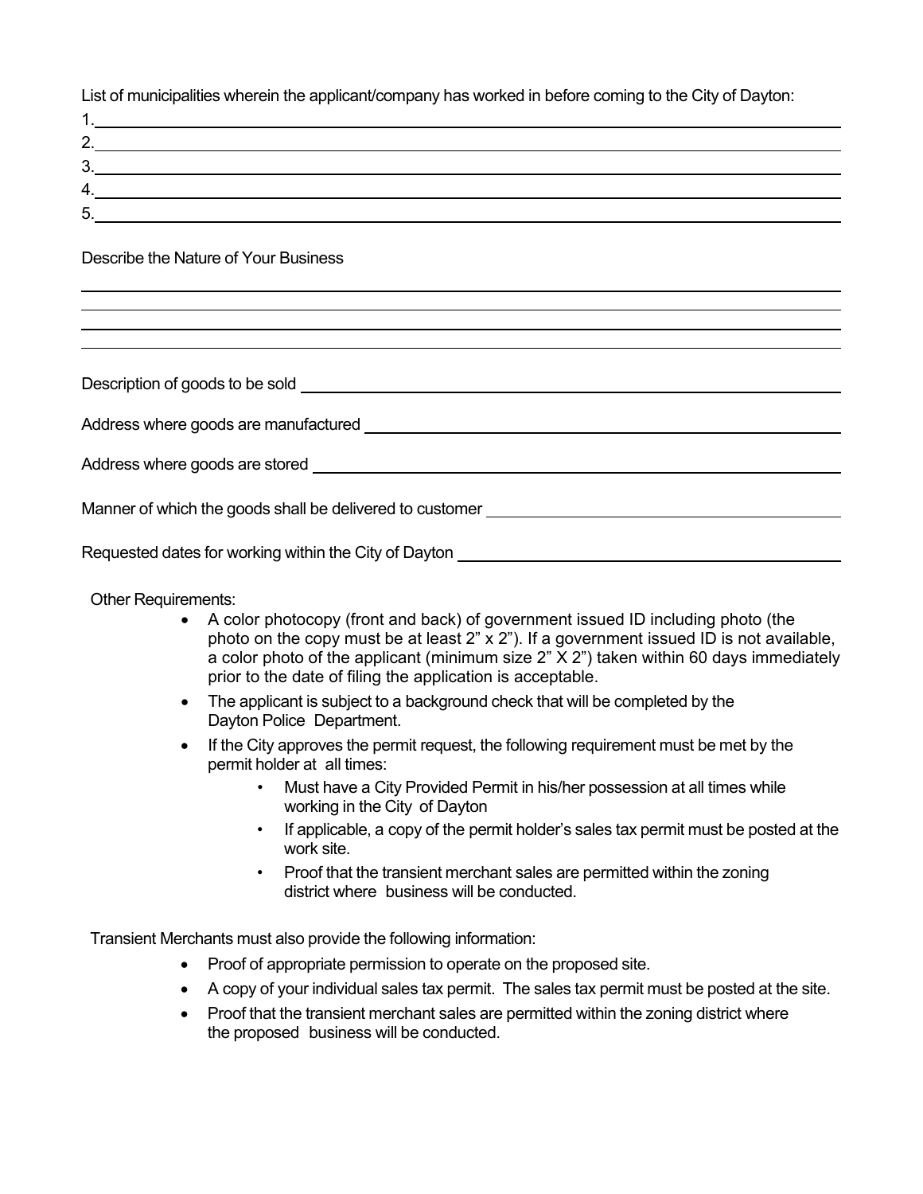List of municipalities wherein the applicant/company has worked in before coming to the City of Dayton:

1.\_\_\_\_\_\_\_\_\_\_\_\_\_\_\_\_\_\_\_\_\_\_\_\_\_\_\_\_\_\_\_\_\_\_\_\_\_\_\_\_\_\_\_\_\_\_\_\_\_\_\_\_\_\_\_\_\_\_\_\_\_\_\_\_\_\_\_\_\_\_

2.\_\_\_\_\_\_\_\_\_\_\_\_\_\_\_\_\_\_\_\_\_\_\_\_\_\_\_\_\_\_\_\_\_\_\_\_\_\_\_\_\_\_\_\_\_\_\_\_\_\_\_\_\_\_\_\_\_\_\_\_\_\_\_\_\_\_\_\_\_\_

3.\_\_\_\_\_\_\_\_\_\_\_\_\_\_\_\_\_\_\_\_\_\_\_\_\_\_\_\_\_\_\_\_\_\_\_\_\_\_\_\_\_\_\_\_\_\_\_\_\_\_\_\_\_\_\_\_\_\_\_\_\_\_\_\_\_\_\_\_\_\_

4.\_\_\_\_\_\_\_\_\_\_\_\_\_\_\_\_\_\_\_\_\_\_\_\_\_\_\_\_\_\_\_\_\_\_\_\_\_\_\_\_\_\_\_\_\_\_\_\_\_\_\_\_\_\_\_\_\_\_\_\_\_\_\_\_\_\_\_\_\_\_

5.\_\_\_\_\_\_\_\_\_\_\_\_\_\_\_\_\_\_\_\_\_\_\_\_\_\_\_\_\_\_\_\_\_\_\_\_\_\_\_\_\_\_\_\_\_\_\_\_\_\_\_\_\_\_\_\_\_\_\_\_\_\_\_\_\_\_\_\_\_\_

Describe the Nature of Your Business

\_\_\_\_\_\_\_\_\_\_\_\_\_\_\_\_\_\_\_\_\_\_\_\_\_\_\_\_\_\_\_\_\_\_\_\_\_\_\_\_\_\_\_\_\_\_\_\_\_\_\_\_\_\_\_\_\_\_\_\_\_\_\_\_\_\_\_\_\_\_\_\_

\_\_\_\_\_\_\_\_\_\_\_\_\_\_\_\_\_\_\_\_\_\_\_\_\_\_\_\_\_\_\_\_\_\_\_\_\_\_\_\_\_\_\_\_\_\_\_\_\_\_\_\_\_\_\_\_\_\_\_\_\_\_\_\_\_\_\_\_\_\_\_\_

\_\_\_\_\_\_\_\_\_\_\_\_\_\_\_\_\_\_\_\_\_\_\_\_\_\_\_\_\_\_\_\_\_\_\_\_\_\_\_\_\_\_\_\_\_\_\_\_\_\_\_\_\_\_\_\_\_\_\_\_\_\_\_\_\_\_\_\_\_\_\_\_

\_\_\_\_\_\_\_\_\_\_\_\_\_\_\_\_\_\_\_\_\_\_\_\_\_\_\_\_\_\_\_\_\_\_\_\_\_\_\_\_\_\_\_\_\_\_\_\_\_\_\_\_\_\_\_\_\_\_\_\_\_\_\_\_\_\_\_\_\_\_\_\_

Description of goods to be sold \_\_\_\_\_\_\_\_\_\_\_\_\_\_\_\_\_\_\_\_\_\_\_\_\_\_\_\_\_\_\_\_\_\_\_\_\_\_\_\_\_\_\_\_\_\_\_\_\_\_

Address where goods are manufactured \_\_\_\_\_\_\_\_\_\_\_\_\_\_\_\_\_\_\_\_\_\_\_\_\_\_\_\_\_\_\_\_\_\_\_\_\_\_\_\_\_\_\_\_

Address where goods are stored \_\_\_\_\_\_\_\_\_\_\_\_\_\_\_\_\_\_\_\_\_\_\_\_\_\_\_\_\_\_\_\_\_\_\_\_\_\_\_\_\_\_\_\_\_\_\_\_\_\_

Manner of which the goods shall be delivered to customer \_\_\_\_\_\_\_\_\_\_\_\_\_\_\_\_\_\_\_\_\_\_\_\_\_\_\_\_\_\_\_\_

Requested dates for working within the City of Dayton \_\_\_\_\_\_\_\_\_\_\_\_\_\_\_\_\_\_\_\_\_\_\_\_\_\_\_\_\_\_\_\_\_\_

Other Requirements:

- A color photocopy (front and back) of government issued ID including photo (the photo on the copy must be at least 2" x 2"). If a government issued ID is not available, a color photo of the applicant (minimum size 2" X 2") taken within 60 days immediately prior to the date of filing the application is acceptable.
- The applicant is subject to a background check that will be completed by the Dayton Police Department.
- If the City approves the permit request, the following requirement must be met by the permit holder at all times:
  - Must have a City Provided Permit in his/her possession at all times while working in the City of Dayton
  - If applicable, a copy of the permit holder's sales tax permit must be posted at the work site.
  - Proof that the transient merchant sales are permitted within the zoning district where business will be conducted.

Transient Merchants must also provide the following information:

- Proof of appropriate permission to operate on the proposed site.
- A copy of your individual sales tax permit. The sales tax permit must be posted at the site.
- Proof that the transient merchant sales are permitted within the zoning district where the proposed business will be conducted.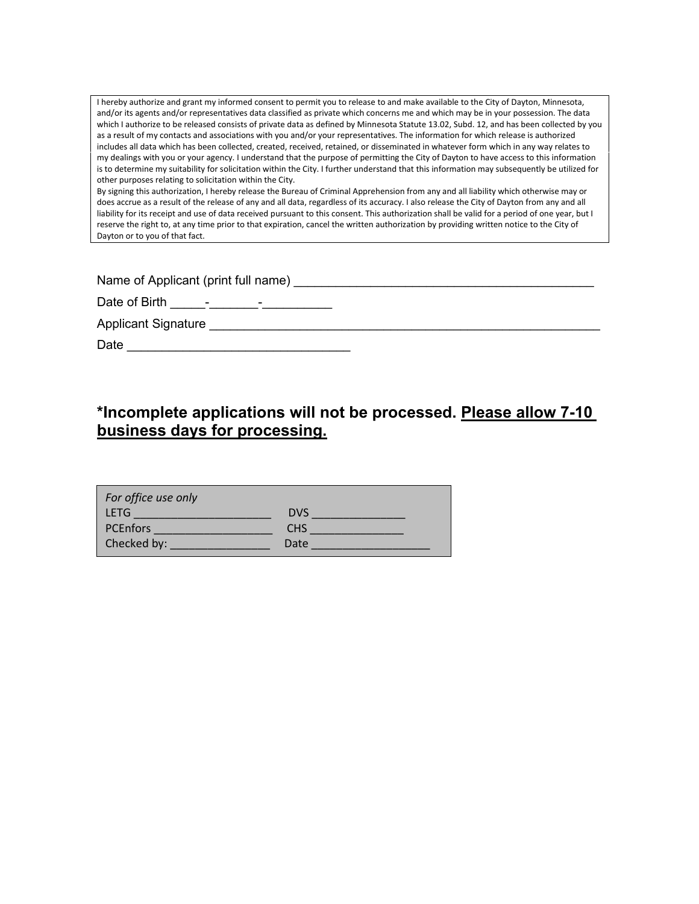I hereby authorize and grant my informed consent to permit you to release to and make available to the City of Dayton, Minnesota, and/or its agents and/or representatives data classified as private which concerns me and which may be in your possession. The data which I authorize to be released consists of private data as defined by Minnesota Statute 13.02, Subd. 12, and has been collected by you as a result of my contacts and associations with you and/or your representatives. The information for which release is authorized includes all data which has been collected, created, received, retained, or disseminated in whatever form which in any way relates to my dealings with you or your agency. I understand that the purpose of permitting the City of Dayton to have access to this information is to determine my suitability for solicitation within the City. I further understand that this information may subsequently be utilized for other purposes relating to solicitation within the City.
By signing this authorization, I hereby release the Bureau of Criminal Apprehension from any and all liability which otherwise may or does accrue as a result of the release of any and all data, regardless of its accuracy. I also release the City of Dayton from any and all liability for its receipt and use of data received pursuant to this consent. This authorization shall be valid for a period of one year, but I reserve the right to, at any time prior to that expiration, cancel the written authorization by providing written notice to the City of Dayton or to you of that fact.

Name of Applicant (print full name) ___________________________________________

Date of Birth _____-_______-__________

Applicant Signature ___________________________________________________________

Date ________________________________

**\*Incomplete applications will not be processed. <u>Please allow 7-10 business days for processing.</u>**

| | |
|---|---|
| *For office use only* | |
| LETG ______________________ | DVS _______________ |
| PCEnfors ___________________ | CHS _______________ |
| Checked by: ________________ | Date ___________________ |